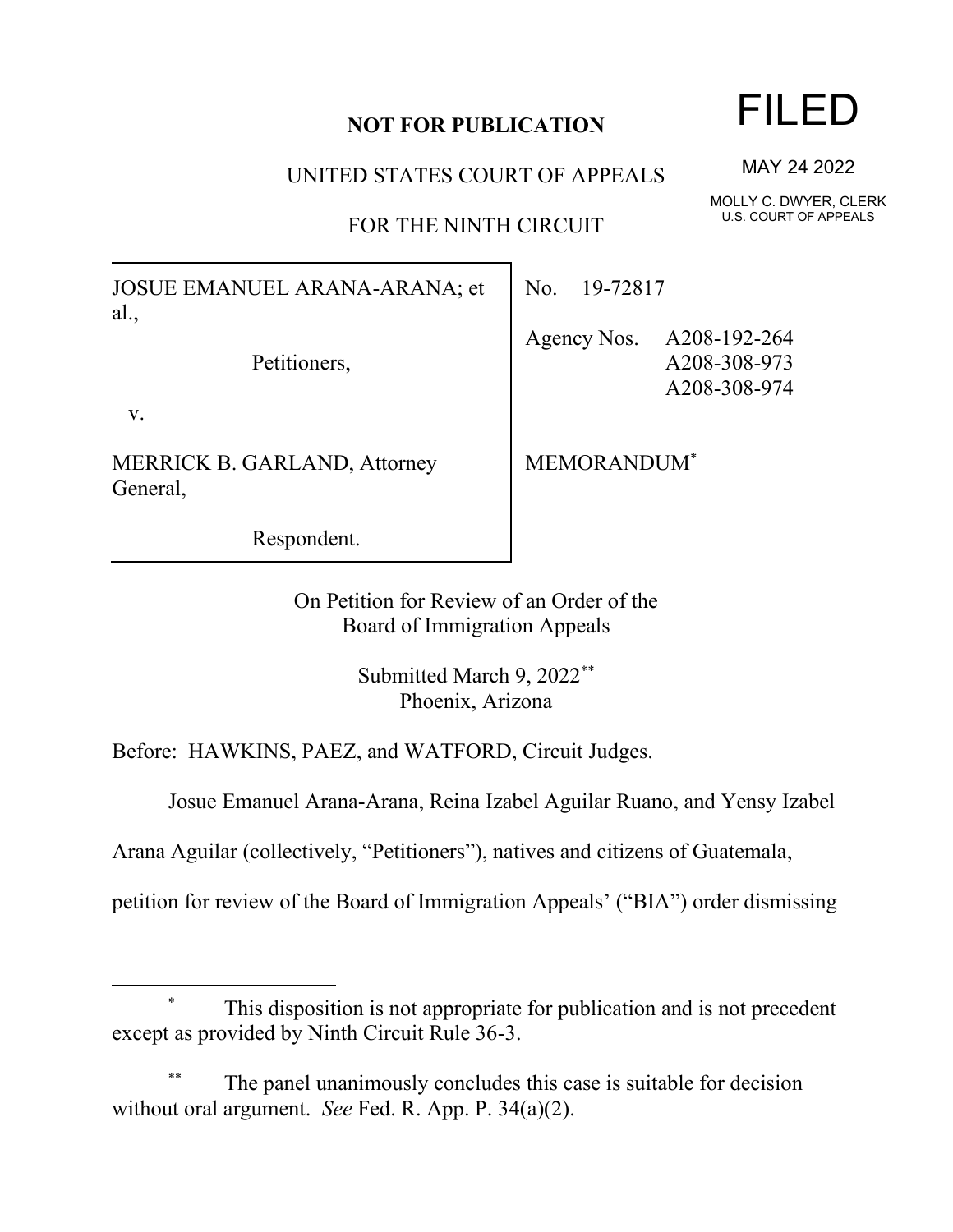**NOT FOR PUBLICATION**

UNITED STATES COURT OF APPEALS

FOR THE NINTH CIRCUIT

FILED

MAY 24 2022

MOLLY C. DWYER, CLERK
U.S. COURT OF APPEALS

| | |
|---|---|
| JOSUE EMANUEL ARANA-ARANA; et al.,<br><br>Petitioners,<br><br>v.<br><br>MERRICK B. GARLAND, Attorney General,<br><br>Respondent. | No. 19-72817<br><br>Agency Nos. A208-192-264<br>A208-308-973<br>A208-308-974<br><br>MEMORANDUM* |

On Petition for Review of an Order of the
Board of Immigration Appeals

Submitted March 9, 2022**
Phoenix, Arizona

Before: HAWKINS, PAEZ, and WATFORD, Circuit Judges.

Josue Emanuel Arana-Arana, Reina Izabel Aguilar Ruano, and Yensy Izabel Arana Aguilar (collectively, "Petitioners"), natives and citizens of Guatemala, petition for review of the Board of Immigration Appeals' ("BIA") order dismissing

---

\* This disposition is not appropriate for publication and is not precedent except as provided by Ninth Circuit Rule 36-3.

\*\* The panel unanimously concludes this case is suitable for decision without oral argument. *See* Fed. R. App. P. 34(a)(2).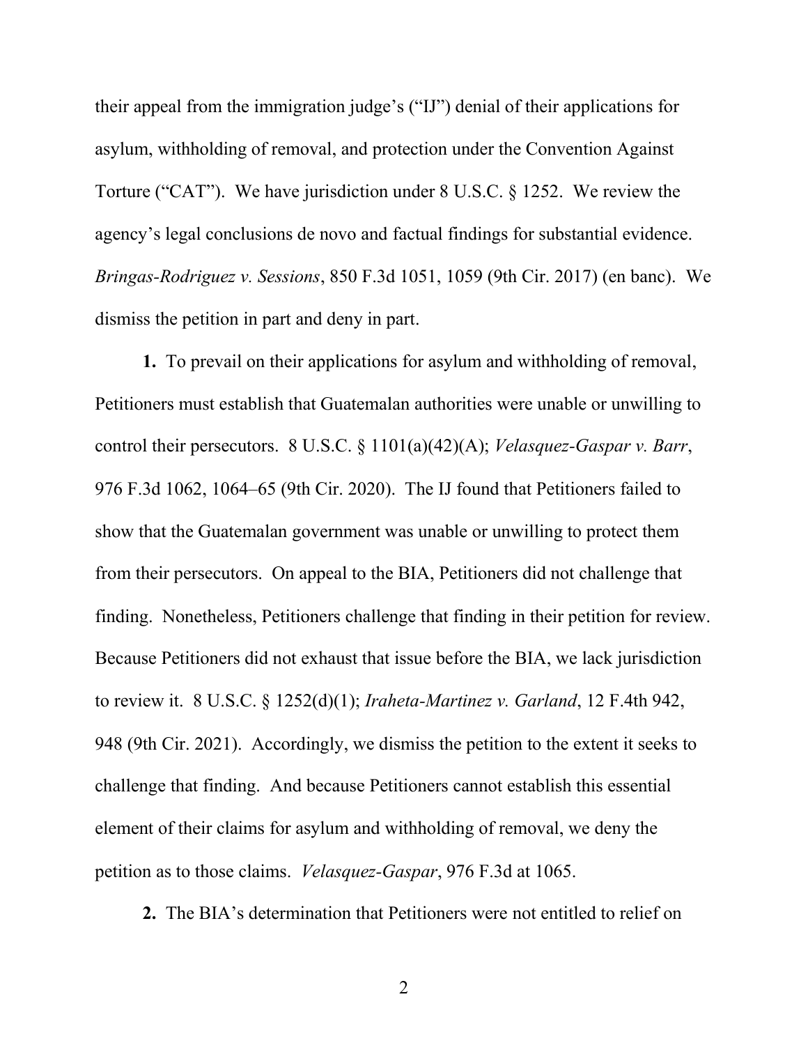their appeal from the immigration judge's ("IJ") denial of their applications for asylum, withholding of removal, and protection under the Convention Against Torture ("CAT"). We have jurisdiction under 8 U.S.C. § 1252. We review the agency's legal conclusions de novo and factual findings for substantial evidence. *Bringas-Rodriguez v. Sessions*, 850 F.3d 1051, 1059 (9th Cir. 2017) (en banc). We dismiss the petition in part and deny in part.

**1.** To prevail on their applications for asylum and withholding of removal, Petitioners must establish that Guatemalan authorities were unable or unwilling to control their persecutors. 8 U.S.C. § 1101(a)(42)(A); *Velasquez-Gaspar v. Barr*, 976 F.3d 1062, 1064–65 (9th Cir. 2020). The IJ found that Petitioners failed to show that the Guatemalan government was unable or unwilling to protect them from their persecutors. On appeal to the BIA, Petitioners did not challenge that finding. Nonetheless, Petitioners challenge that finding in their petition for review. Because Petitioners did not exhaust that issue before the BIA, we lack jurisdiction to review it. 8 U.S.C. § 1252(d)(1); *Iraheta-Martinez v. Garland*, 12 F.4th 942, 948 (9th Cir. 2021). Accordingly, we dismiss the petition to the extent it seeks to challenge that finding. And because Petitioners cannot establish this essential element of their claims for asylum and withholding of removal, we deny the petition as to those claims. *Velasquez-Gaspar*, 976 F.3d at 1065.

**2.** The BIA's determination that Petitioners were not entitled to relief on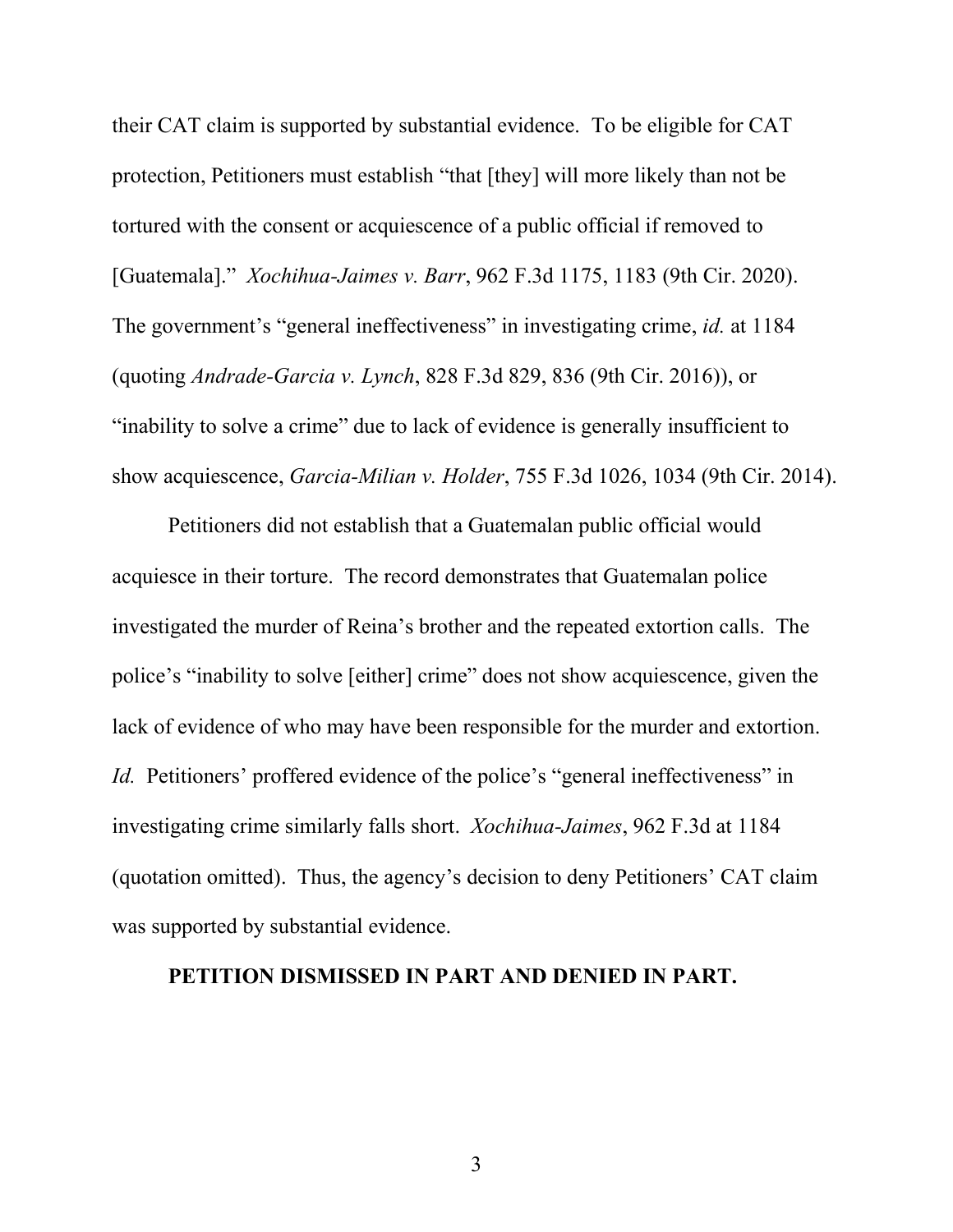their CAT claim is supported by substantial evidence. To be eligible for CAT protection, Petitioners must establish "that [they] will more likely than not be tortured with the consent or acquiescence of a public official if removed to [Guatemala]." *Xochihua-Jaimes v. Barr*, 962 F.3d 1175, 1183 (9th Cir. 2020). The government's "general ineffectiveness" in investigating crime, *id.* at 1184 (quoting *Andrade-Garcia v. Lynch*, 828 F.3d 829, 836 (9th Cir. 2016)), or "inability to solve a crime" due to lack of evidence is generally insufficient to show acquiescence, *Garcia-Milian v. Holder*, 755 F.3d 1026, 1034 (9th Cir. 2014).

Petitioners did not establish that a Guatemalan public official would acquiesce in their torture. The record demonstrates that Guatemalan police investigated the murder of Reina's brother and the repeated extortion calls. The police's "inability to solve [either] crime" does not show acquiescence, given the lack of evidence of who may have been responsible for the murder and extortion. *Id.* Petitioners' proffered evidence of the police's "general ineffectiveness" in investigating crime similarly falls short. *Xochihua-Jaimes*, 962 F.3d at 1184 (quotation omitted). Thus, the agency's decision to deny Petitioners' CAT claim was supported by substantial evidence.

**PETITION DISMISSED IN PART AND DENIED IN PART.**